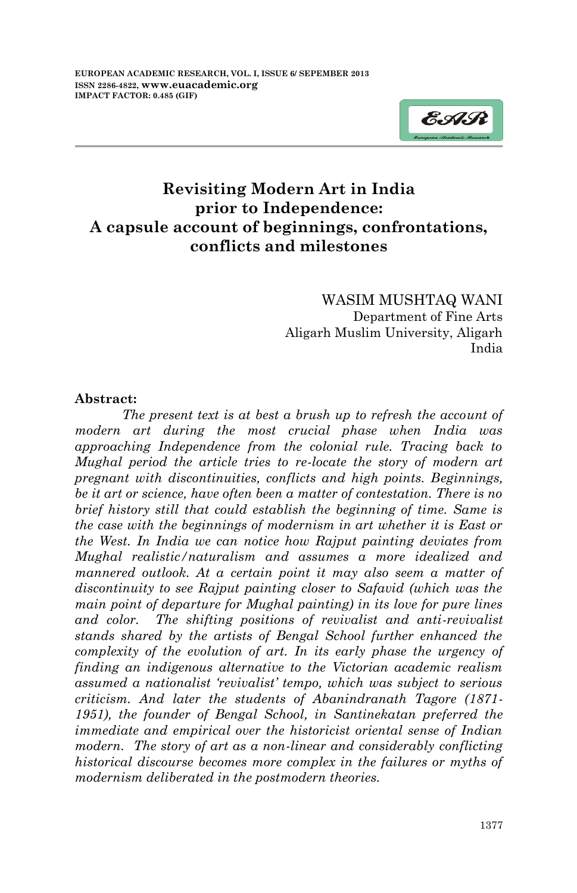# Revisiting Modern Art in India prior to Independence: A capsule account of beginnings, confrontations, conflicts and milestones

WASIM MUSHTAQ WANI
Department of Fine Arts
Aligarh Muslim University, Aligarh
India

**Abstract:**

*The present text is at best a brush up to refresh the account of modern art during the most crucial phase when India was approaching Independence from the colonial rule. Tracing back to Mughal period the article tries to re-locate the story of modern art pregnant with discontinuities, conflicts and high points. Beginnings, be it art or science, have often been a matter of contestation. There is no brief history still that could establish the beginning of time. Same is the case with the beginnings of modernism in art whether it is East or the West. In India we can notice how Rajput painting deviates from Mughal realistic/naturalism and assumes a more idealized and mannered outlook. At a certain point it may also seem a matter of discontinuity to see Rajput painting closer to Safavid (which was the main point of departure for Mughal painting) in its love for pure lines and color. The shifting positions of revivalist and anti-revivalist stands shared by the artists of Bengal School further enhanced the complexity of the evolution of art. In its early phase the urgency of finding an indigenous alternative to the Victorian academic realism assumed a nationalist 'revivalist' tempo, which was subject to serious criticism. And later the students of Abanindranath Tagore (1871-1951), the founder of Bengal School, in Santinekatan preferred the immediate and empirical over the historicist oriental sense of Indian modern. The story of art as a non-linear and considerably conflicting historical discourse becomes more complex in the failures or myths of modernism deliberated in the postmodern theories.*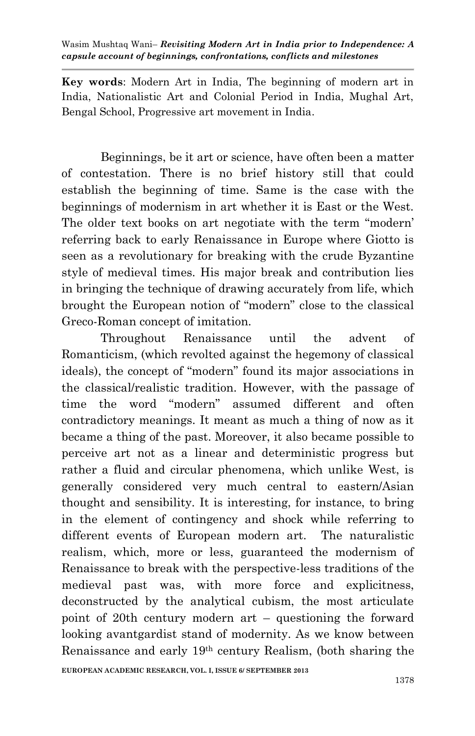**Key words**: Modern Art in India, The beginning of modern art in India, Nationalistic Art and Colonial Period in India, Mughal Art, Bengal School, Progressive art movement in India.

Beginnings, be it art or science, have often been a matter of contestation. There is no brief history still that could establish the beginning of time. Same is the case with the beginnings of modernism in art whether it is East or the West. The older text books on art negotiate with the term "modern' referring back to early Renaissance in Europe where Giotto is seen as a revolutionary for breaking with the crude Byzantine style of medieval times. His major break and contribution lies in bringing the technique of drawing accurately from life, which brought the European notion of "modern" close to the classical Greco-Roman concept of imitation.

Throughout Renaissance until the advent of Romanticism, (which revolted against the hegemony of classical ideals), the concept of "modern" found its major associations in the classical/realistic tradition. However, with the passage of time the word "modern" assumed different and often contradictory meanings. It meant as much a thing of now as it became a thing of the past. Moreover, it also became possible to perceive art not as a linear and deterministic progress but rather a fluid and circular phenomena, which unlike West, is generally considered very much central to eastern/Asian thought and sensibility. It is interesting, for instance, to bring in the element of contingency and shock while referring to different events of European modern art. The naturalistic realism, which, more or less, guaranteed the modernism of Renaissance to break with the perspective-less traditions of the medieval past was, with more force and explicitness, deconstructed by the analytical cubism, the most articulate point of 20th century modern art – questioning the forward looking avantgardist stand of modernity. As we know between Renaissance and early 19th century Realism, (both sharing the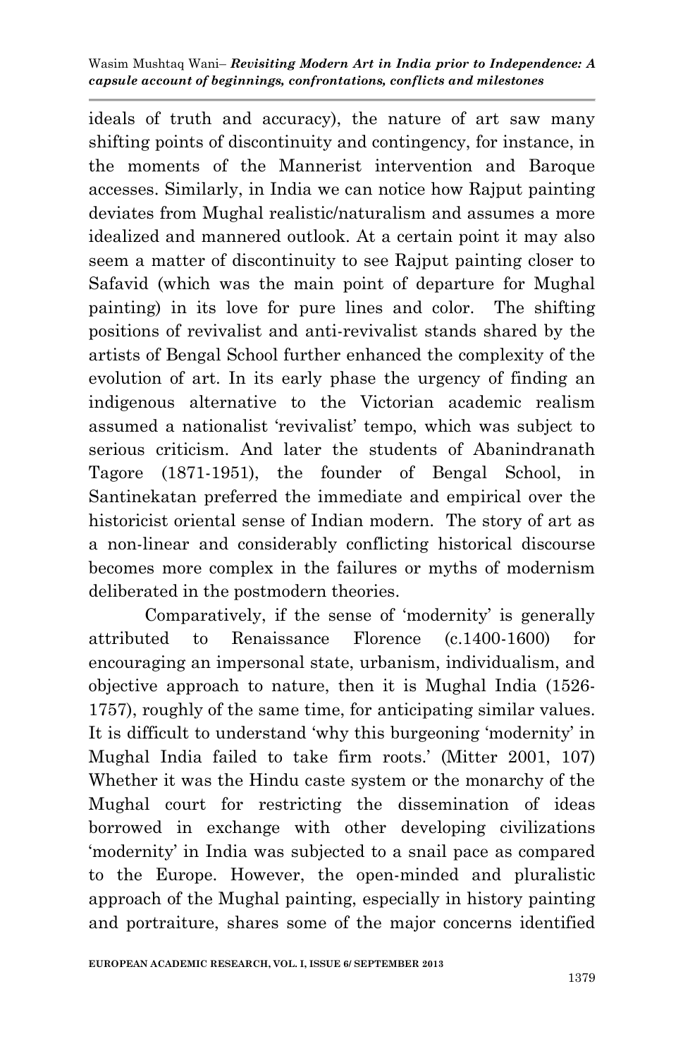ideals of truth and accuracy), the nature of art saw many shifting points of discontinuity and contingency, for instance, in the moments of the Mannerist intervention and Baroque accesses. Similarly, in India we can notice how Rajput painting deviates from Mughal realistic/naturalism and assumes a more idealized and mannered outlook. At a certain point it may also seem a matter of discontinuity to see Rajput painting closer to Safavid (which was the main point of departure for Mughal painting) in its love for pure lines and color. The shifting positions of revivalist and anti-revivalist stands shared by the artists of Bengal School further enhanced the complexity of the evolution of art. In its early phase the urgency of finding an indigenous alternative to the Victorian academic realism assumed a nationalist 'revivalist' tempo, which was subject to serious criticism. And later the students of Abanindranath Tagore (1871-1951), the founder of Bengal School, in Santinekatan preferred the immediate and empirical over the historicist oriental sense of Indian modern. The story of art as a non-linear and considerably conflicting historical discourse becomes more complex in the failures or myths of modernism deliberated in the postmodern theories.

Comparatively, if the sense of 'modernity' is generally attributed to Renaissance Florence (c.1400-1600) for encouraging an impersonal state, urbanism, individualism, and objective approach to nature, then it is Mughal India (1526-1757), roughly of the same time, for anticipating similar values. It is difficult to understand 'why this burgeoning 'modernity' in Mughal India failed to take firm roots.' (Mitter 2001, 107) Whether it was the Hindu caste system or the monarchy of the Mughal court for restricting the dissemination of ideas borrowed in exchange with other developing civilizations 'modernity' in India was subjected to a snail pace as compared to the Europe. However, the open-minded and pluralistic approach of the Mughal painting, especially in history painting and portraiture, shares some of the major concerns identified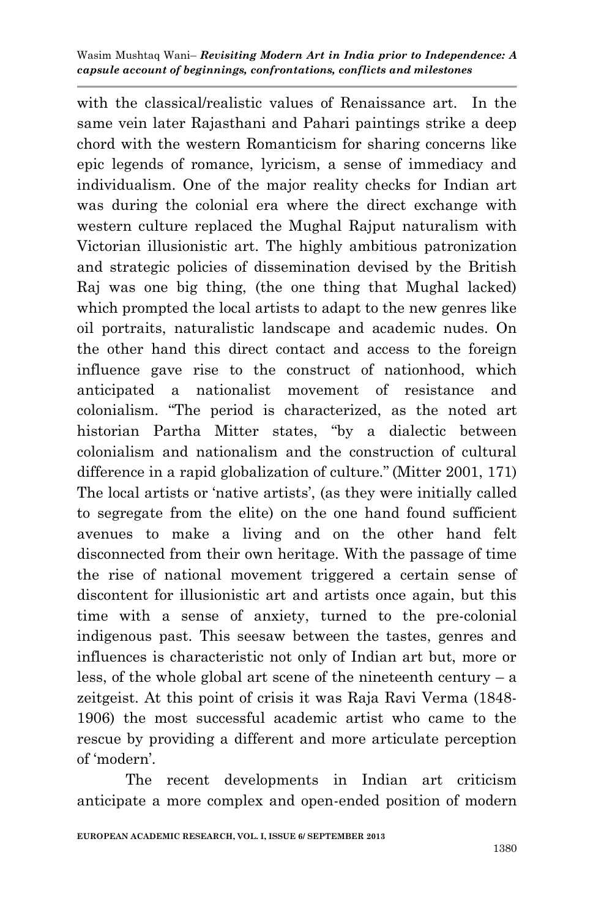with the classical/realistic values of Renaissance art. In the same vein later Rajasthani and Pahari paintings strike a deep chord with the western Romanticism for sharing concerns like epic legends of romance, lyricism, a sense of immediacy and individualism. One of the major reality checks for Indian art was during the colonial era where the direct exchange with western culture replaced the Mughal Rajput naturalism with Victorian illusionistic art. The highly ambitious patronization and strategic policies of dissemination devised by the British Raj was one big thing, (the one thing that Mughal lacked) which prompted the local artists to adapt to the new genres like oil portraits, naturalistic landscape and academic nudes. On the other hand this direct contact and access to the foreign influence gave rise to the construct of nationhood, which anticipated a nationalist movement of resistance and colonialism. "The period is characterized, as the noted art historian Partha Mitter states, "by a dialectic between colonialism and nationalism and the construction of cultural difference in a rapid globalization of culture." (Mitter 2001, 171) The local artists or 'native artists', (as they were initially called to segregate from the elite) on the one hand found sufficient avenues to make a living and on the other hand felt disconnected from their own heritage. With the passage of time the rise of national movement triggered a certain sense of discontent for illusionistic art and artists once again, but this time with a sense of anxiety, turned to the pre-colonial indigenous past. This seesaw between the tastes, genres and influences is characteristic not only of Indian art but, more or less, of the whole global art scene of the nineteenth century – a zeitgeist. At this point of crisis it was Raja Ravi Verma (1848-1906) the most successful academic artist who came to the rescue by providing a different and more articulate perception of 'modern'.

The recent developments in Indian art criticism anticipate a more complex and open-ended position of modern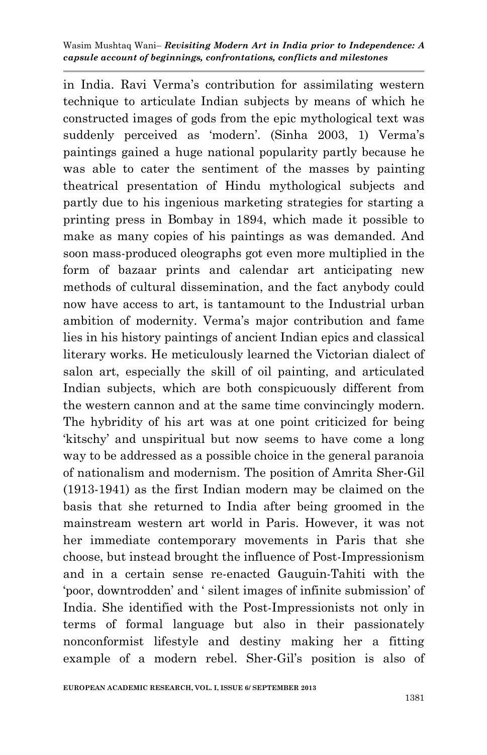in India. Ravi Verma's contribution for assimilating western technique to articulate Indian subjects by means of which he constructed images of gods from the epic mythological text was suddenly perceived as 'modern'. (Sinha 2003, 1) Verma's paintings gained a huge national popularity partly because he was able to cater the sentiment of the masses by painting theatrical presentation of Hindu mythological subjects and partly due to his ingenious marketing strategies for starting a printing press in Bombay in 1894, which made it possible to make as many copies of his paintings as was demanded. And soon mass-produced oleographs got even more multiplied in the form of bazaar prints and calendar art anticipating new methods of cultural dissemination, and the fact anybody could now have access to art, is tantamount to the Industrial urban ambition of modernity. Verma's major contribution and fame lies in his history paintings of ancient Indian epics and classical literary works. He meticulously learned the Victorian dialect of salon art, especially the skill of oil painting, and articulated Indian subjects, which are both conspicuously different from the western cannon and at the same time convincingly modern. The hybridity of his art was at one point criticized for being 'kitschy' and unspiritual but now seems to have come a long way to be addressed as a possible choice in the general paranoia of nationalism and modernism. The position of Amrita Sher-Gil (1913-1941) as the first Indian modern may be claimed on the basis that she returned to India after being groomed in the mainstream western art world in Paris. However, it was not her immediate contemporary movements in Paris that she choose, but instead brought the influence of Post-Impressionism and in a certain sense re-enacted Gauguin-Tahiti with the 'poor, downtrodden' and ' silent images of infinite submission' of India. She identified with the Post-Impressionists not only in terms of formal language but also in their passionately nonconformist lifestyle and destiny making her a fitting example of a modern rebel. Sher-Gil's position is also of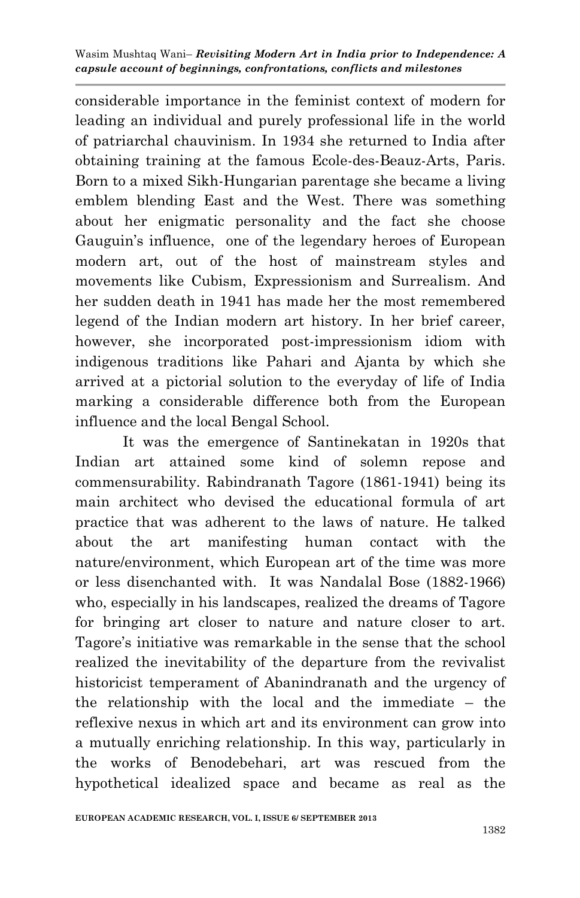considerable importance in the feminist context of modern for leading an individual and purely professional life in the world of patriarchal chauvinism. In 1934 she returned to India after obtaining training at the famous Ecole-des-Beauz-Arts, Paris. Born to a mixed Sikh-Hungarian parentage she became a living emblem blending East and the West. There was something about her enigmatic personality and the fact she choose Gauguin's influence, one of the legendary heroes of European modern art, out of the host of mainstream styles and movements like Cubism, Expressionism and Surrealism. And her sudden death in 1941 has made her the most remembered legend of the Indian modern art history. In her brief career, however, she incorporated post-impressionism idiom with indigenous traditions like Pahari and Ajanta by which she arrived at a pictorial solution to the everyday of life of India marking a considerable difference both from the European influence and the local Bengal School.

It was the emergence of Santinekatan in 1920s that Indian art attained some kind of solemn repose and commensurability. Rabindranath Tagore (1861-1941) being its main architect who devised the educational formula of art practice that was adherent to the laws of nature. He talked about the art manifesting human contact with the nature/environment, which European art of the time was more or less disenchanted with. It was Nandalal Bose (1882-1966) who, especially in his landscapes, realized the dreams of Tagore for bringing art closer to nature and nature closer to art. Tagore's initiative was remarkable in the sense that the school realized the inevitability of the departure from the revivalist historicist temperament of Abanindranath and the urgency of the relationship with the local and the immediate – the reflexive nexus in which art and its environment can grow into a mutually enriching relationship. In this way, particularly in the works of Benodebehari, art was rescued from the hypothetical idealized space and became as real as the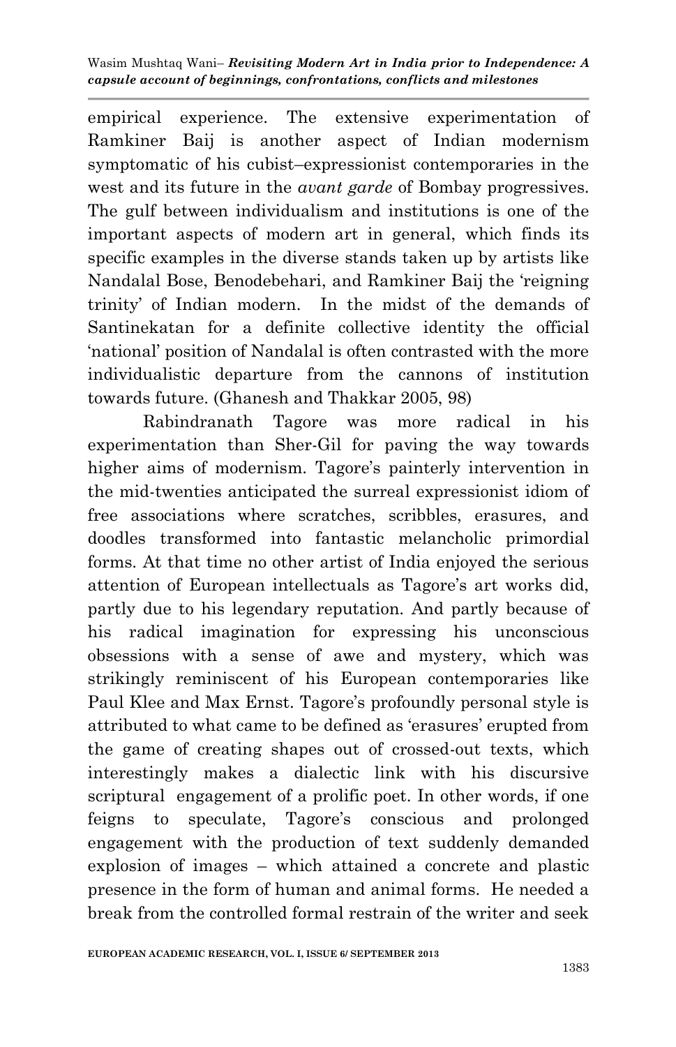empirical experience. The extensive experimentation of Ramkiner Baij is another aspect of Indian modernism symptomatic of his cubist–expressionist contemporaries in the west and its future in the *avant garde* of Bombay progressives. The gulf between individualism and institutions is one of the important aspects of modern art in general, which finds its specific examples in the diverse stands taken up by artists like Nandalal Bose, Benodebehari, and Ramkiner Baij the 'reigning trinity' of Indian modern. In the midst of the demands of Santinekatan for a definite collective identity the official 'national' position of Nandalal is often contrasted with the more individualistic departure from the cannons of institution towards future. (Ghanesh and Thakkar 2005, 98)

Rabindranath Tagore was more radical in his experimentation than Sher-Gil for paving the way towards higher aims of modernism. Tagore's painterly intervention in the mid-twenties anticipated the surreal expressionist idiom of free associations where scratches, scribbles, erasures, and doodles transformed into fantastic melancholic primordial forms. At that time no other artist of India enjoyed the serious attention of European intellectuals as Tagore's art works did, partly due to his legendary reputation. And partly because of his radical imagination for expressing his unconscious obsessions with a sense of awe and mystery, which was strikingly reminiscent of his European contemporaries like Paul Klee and Max Ernst. Tagore's profoundly personal style is attributed to what came to be defined as 'erasures' erupted from the game of creating shapes out of crossed-out texts, which interestingly makes a dialectic link with his discursive scriptural engagement of a prolific poet. In other words, if one feigns to speculate, Tagore's conscious and prolonged engagement with the production of text suddenly demanded explosion of images – which attained a concrete and plastic presence in the form of human and animal forms. He needed a break from the controlled formal restrain of the writer and seek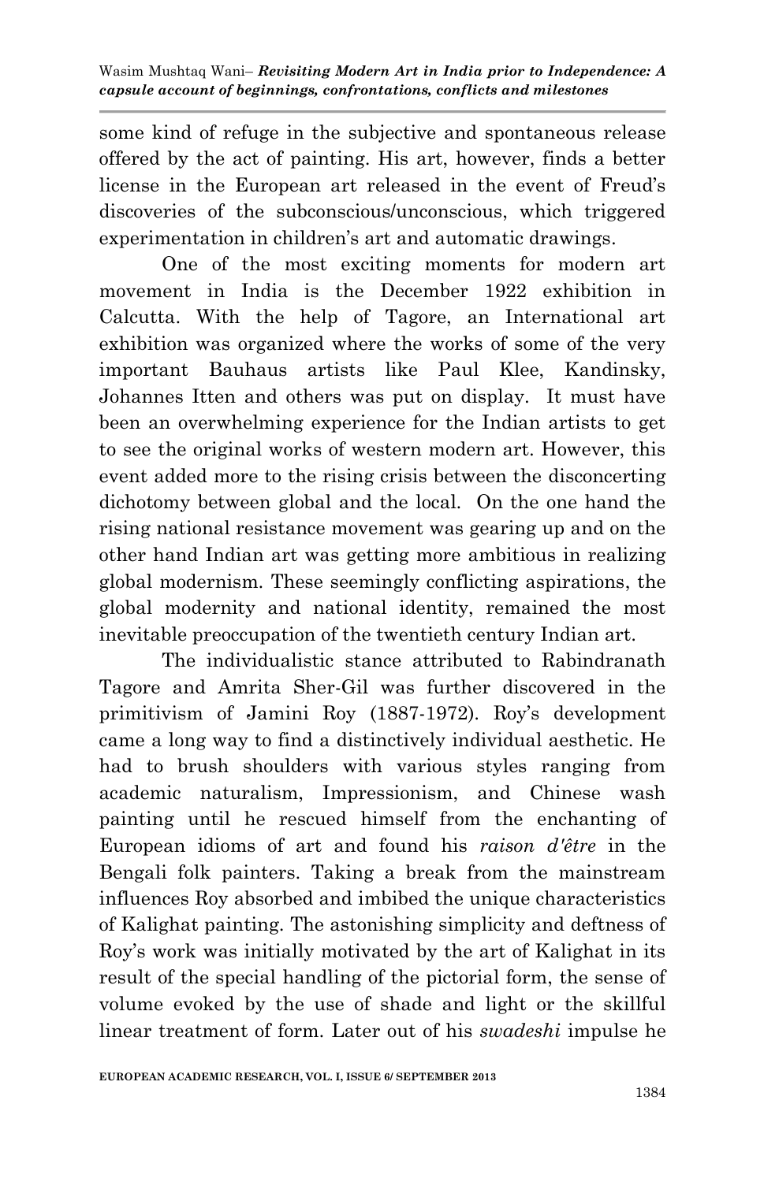some kind of refuge in the subjective and spontaneous release offered by the act of painting. His art, however, finds a better license in the European art released in the event of Freud's discoveries of the subconscious/unconscious, which triggered experimentation in children's art and automatic drawings.

One of the most exciting moments for modern art movement in India is the December 1922 exhibition in Calcutta. With the help of Tagore, an International art exhibition was organized where the works of some of the very important Bauhaus artists like Paul Klee, Kandinsky, Johannes Itten and others was put on display. It must have been an overwhelming experience for the Indian artists to get to see the original works of western modern art. However, this event added more to the rising crisis between the disconcerting dichotomy between global and the local. On the one hand the rising national resistance movement was gearing up and on the other hand Indian art was getting more ambitious in realizing global modernism. These seemingly conflicting aspirations, the global modernity and national identity, remained the most inevitable preoccupation of the twentieth century Indian art.

The individualistic stance attributed to Rabindranath Tagore and Amrita Sher-Gil was further discovered in the primitivism of Jamini Roy (1887-1972). Roy's development came a long way to find a distinctively individual aesthetic. He had to brush shoulders with various styles ranging from academic naturalism, Impressionism, and Chinese wash painting until he rescued himself from the enchanting of European idioms of art and found his *raison d'être* in the Bengali folk painters. Taking a break from the mainstream influences Roy absorbed and imbibed the unique characteristics of Kalighat painting. The astonishing simplicity and deftness of Roy's work was initially motivated by the art of Kalighat in its result of the special handling of the pictorial form, the sense of volume evoked by the use of shade and light or the skillful linear treatment of form. Later out of his *swadeshi* impulse he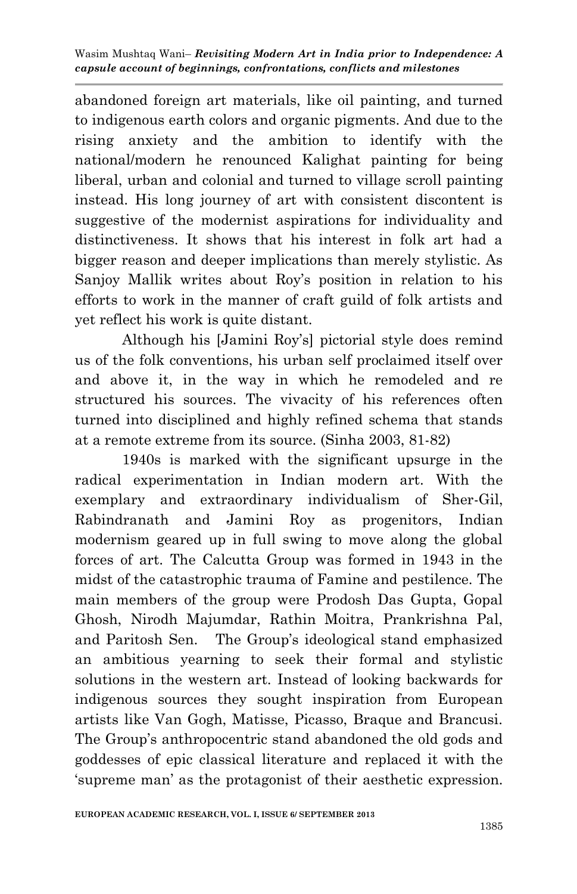abandoned foreign art materials, like oil painting, and turned to indigenous earth colors and organic pigments. And due to the rising anxiety and the ambition to identify with the national/modern he renounced Kalighat painting for being liberal, urban and colonial and turned to village scroll painting instead. His long journey of art with consistent discontent is suggestive of the modernist aspirations for individuality and distinctiveness. It shows that his interest in folk art had a bigger reason and deeper implications than merely stylistic. As Sanjoy Mallik writes about Roy's position in relation to his efforts to work in the manner of craft guild of folk artists and yet reflect his work is quite distant.

> Although his [Jamini Roy's] pictorial style does remind us of the folk conventions, his urban self proclaimed itself over and above it, in the way in which he remodeled and re structured his sources. The vivacity of his references often turned into disciplined and highly refined schema that stands at a remote extreme from its source. (Sinha 2003, 81-82)

1940s is marked with the significant upsurge in the radical experimentation in Indian modern art. With the exemplary and extraordinary individualism of Sher-Gil, Rabindranath and Jamini Roy as progenitors, Indian modernism geared up in full swing to move along the global forces of art. The Calcutta Group was formed in 1943 in the midst of the catastrophic trauma of Famine and pestilence. The main members of the group were Prodosh Das Gupta, Gopal Ghosh, Nirodh Majumdar, Rathin Moitra, Prankrishna Pal, and Paritosh Sen. The Group's ideological stand emphasized an ambitious yearning to seek their formal and stylistic solutions in the western art. Instead of looking backwards for indigenous sources they sought inspiration from European artists like Van Gogh, Matisse, Picasso, Braque and Brancusi. The Group's anthropocentric stand abandoned the old gods and goddesses of epic classical literature and replaced it with the 'supreme man' as the protagonist of their aesthetic expression.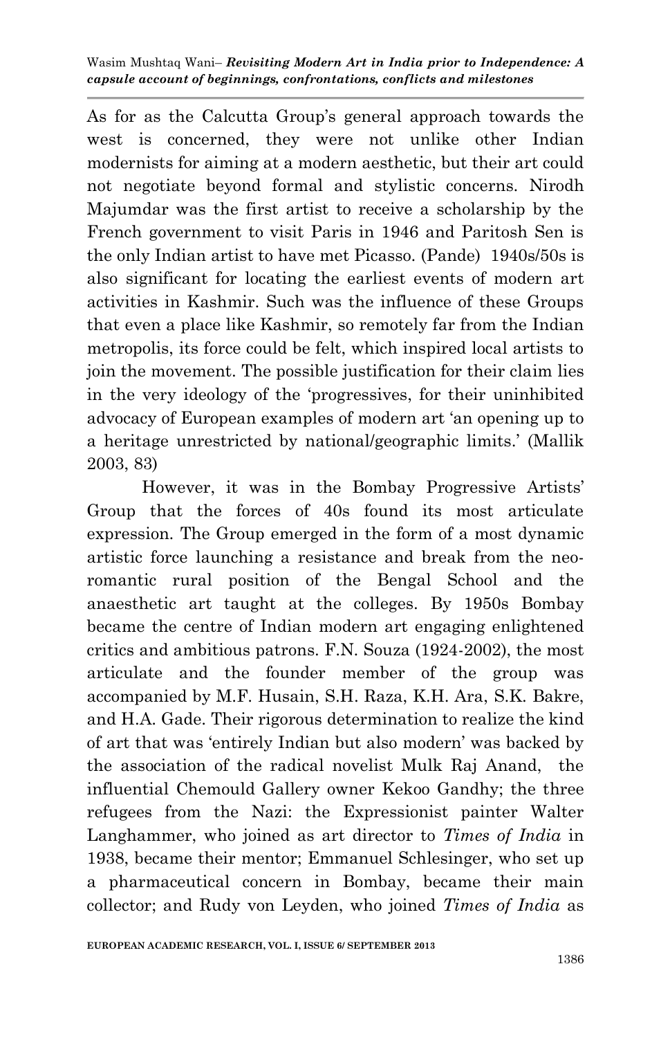As for as the Calcutta Group's general approach towards the west is concerned, they were not unlike other Indian modernists for aiming at a modern aesthetic, but their art could not negotiate beyond formal and stylistic concerns. Nirodh Majumdar was the first artist to receive a scholarship by the French government to visit Paris in 1946 and Paritosh Sen is the only Indian artist to have met Picasso. (Pande) 1940s/50s is also significant for locating the earliest events of modern art activities in Kashmir. Such was the influence of these Groups that even a place like Kashmir, so remotely far from the Indian metropolis, its force could be felt, which inspired local artists to join the movement. The possible justification for their claim lies in the very ideology of the 'progressives, for their uninhibited advocacy of European examples of modern art 'an opening up to a heritage unrestricted by national/geographic limits.' (Mallik 2003, 83)

However, it was in the Bombay Progressive Artists' Group that the forces of 40s found its most articulate expression. The Group emerged in the form of a most dynamic artistic force launching a resistance and break from the neo-romantic rural position of the Bengal School and the anaesthetic art taught at the colleges. By 1950s Bombay became the centre of Indian modern art engaging enlightened critics and ambitious patrons. F.N. Souza (1924-2002), the most articulate and the founder member of the group was accompanied by M.F. Husain, S.H. Raza, K.H. Ara, S.K. Bakre, and H.A. Gade. Their rigorous determination to realize the kind of art that was 'entirely Indian but also modern' was backed by the association of the radical novelist Mulk Raj Anand, the influential Chemould Gallery owner Kekoo Gandhy; the three refugees from the Nazi: the Expressionist painter Walter Langhammer, who joined as art director to *Times of India* in 1938, became their mentor; Emmanuel Schlesinger, who set up a pharmaceutical concern in Bombay, became their main collector; and Rudy von Leyden, who joined *Times of India* as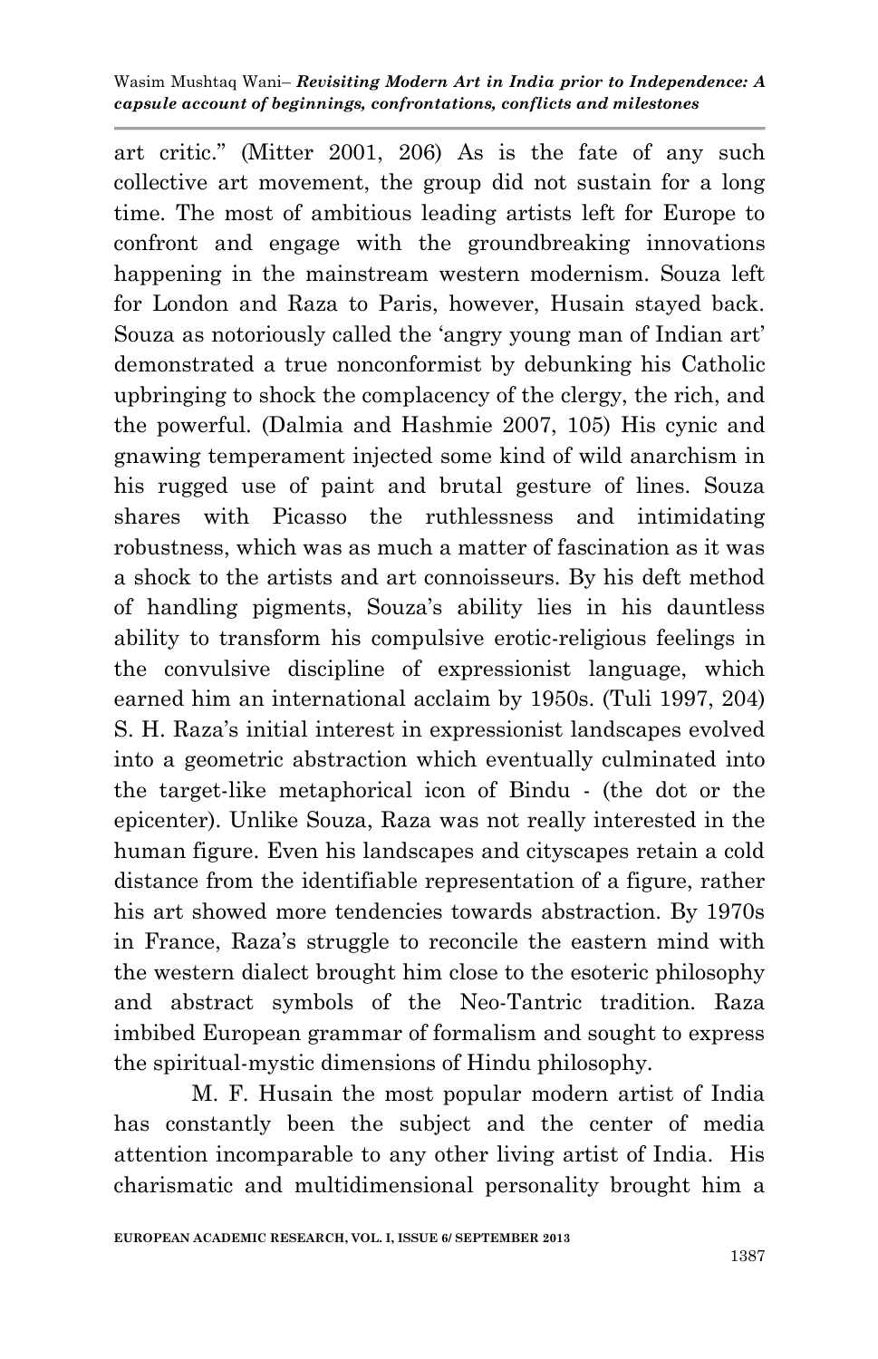art critic." (Mitter 2001, 206) As is the fate of any such collective art movement, the group did not sustain for a long time. The most of ambitious leading artists left for Europe to confront and engage with the groundbreaking innovations happening in the mainstream western modernism. Souza left for London and Raza to Paris, however, Husain stayed back. Souza as notoriously called the 'angry young man of Indian art' demonstrated a true nonconformist by debunking his Catholic upbringing to shock the complacency of the clergy, the rich, and the powerful. (Dalmia and Hashmie 2007, 105) His cynic and gnawing temperament injected some kind of wild anarchism in his rugged use of paint and brutal gesture of lines. Souza shares with Picasso the ruthlessness and intimidating robustness, which was as much a matter of fascination as it was a shock to the artists and art connoisseurs. By his deft method of handling pigments, Souza's ability lies in his dauntless ability to transform his compulsive erotic-religious feelings in the convulsive discipline of expressionist language, which earned him an international acclaim by 1950s. (Tuli 1997, 204) S. H. Raza's initial interest in expressionist landscapes evolved into a geometric abstraction which eventually culminated into the target-like metaphorical icon of Bindu - (the dot or the epicenter). Unlike Souza, Raza was not really interested in the human figure. Even his landscapes and cityscapes retain a cold distance from the identifiable representation of a figure, rather his art showed more tendencies towards abstraction. By 1970s in France, Raza's struggle to reconcile the eastern mind with the western dialect brought him close to the esoteric philosophy and abstract symbols of the Neo-Tantric tradition. Raza imbibed European grammar of formalism and sought to express the spiritual-mystic dimensions of Hindu philosophy.

M. F. Husain the most popular modern artist of India has constantly been the subject and the center of media attention incomparable to any other living artist of India. His charismatic and multidimensional personality brought him a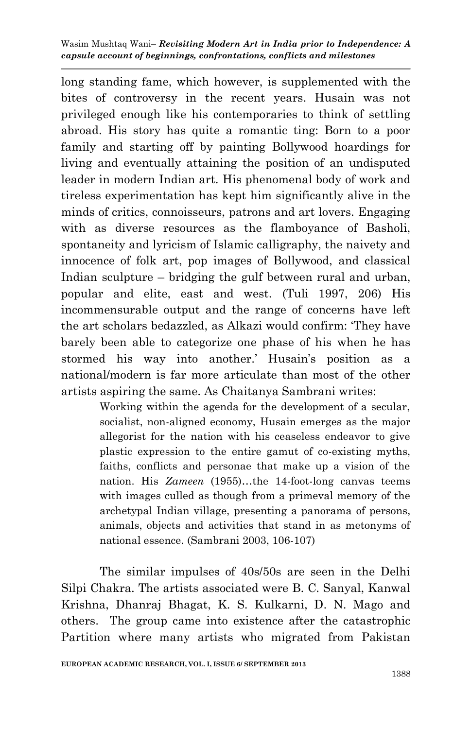long standing fame, which however, is supplemented with the bites of controversy in the recent years. Husain was not privileged enough like his contemporaries to think of settling abroad. His story has quite a romantic ting: Born to a poor family and starting off by painting Bollywood hoardings for living and eventually attaining the position of an undisputed leader in modern Indian art. His phenomenal body of work and tireless experimentation has kept him significantly alive in the minds of critics, connoisseurs, patrons and art lovers. Engaging with as diverse resources as the flamboyance of Basholi, spontaneity and lyricism of Islamic calligraphy, the naivety and innocence of folk art, pop images of Bollywood, and classical Indian sculpture – bridging the gulf between rural and urban, popular and elite, east and west. (Tuli 1997, 206) His incommensurable output and the range of concerns have left the art scholars bedazzled, as Alkazi would confirm: 'They have barely been able to categorize one phase of his when he has stormed his way into another.' Husain's position as a national/modern is far more articulate than most of the other artists aspiring the same. As Chaitanya Sambrani writes:

> Working within the agenda for the development of a secular, socialist, non-aligned economy, Husain emerges as the major allegorist for the nation with his ceaseless endeavor to give plastic expression to the entire gamut of co-existing myths, faiths, conflicts and personae that make up a vision of the nation. His *Zameen* (1955)…the 14-foot-long canvas teems with images culled as though from a primeval memory of the archetypal Indian village, presenting a panorama of persons, animals, objects and activities that stand in as metonyms of national essence. (Sambrani 2003, 106-107)

The similar impulses of 40s/50s are seen in the Delhi Silpi Chakra. The artists associated were B. C. Sanyal, Kanwal Krishna, Dhanraj Bhagat, K. S. Kulkarni, D. N. Mago and others. The group came into existence after the catastrophic Partition where many artists who migrated from Pakistan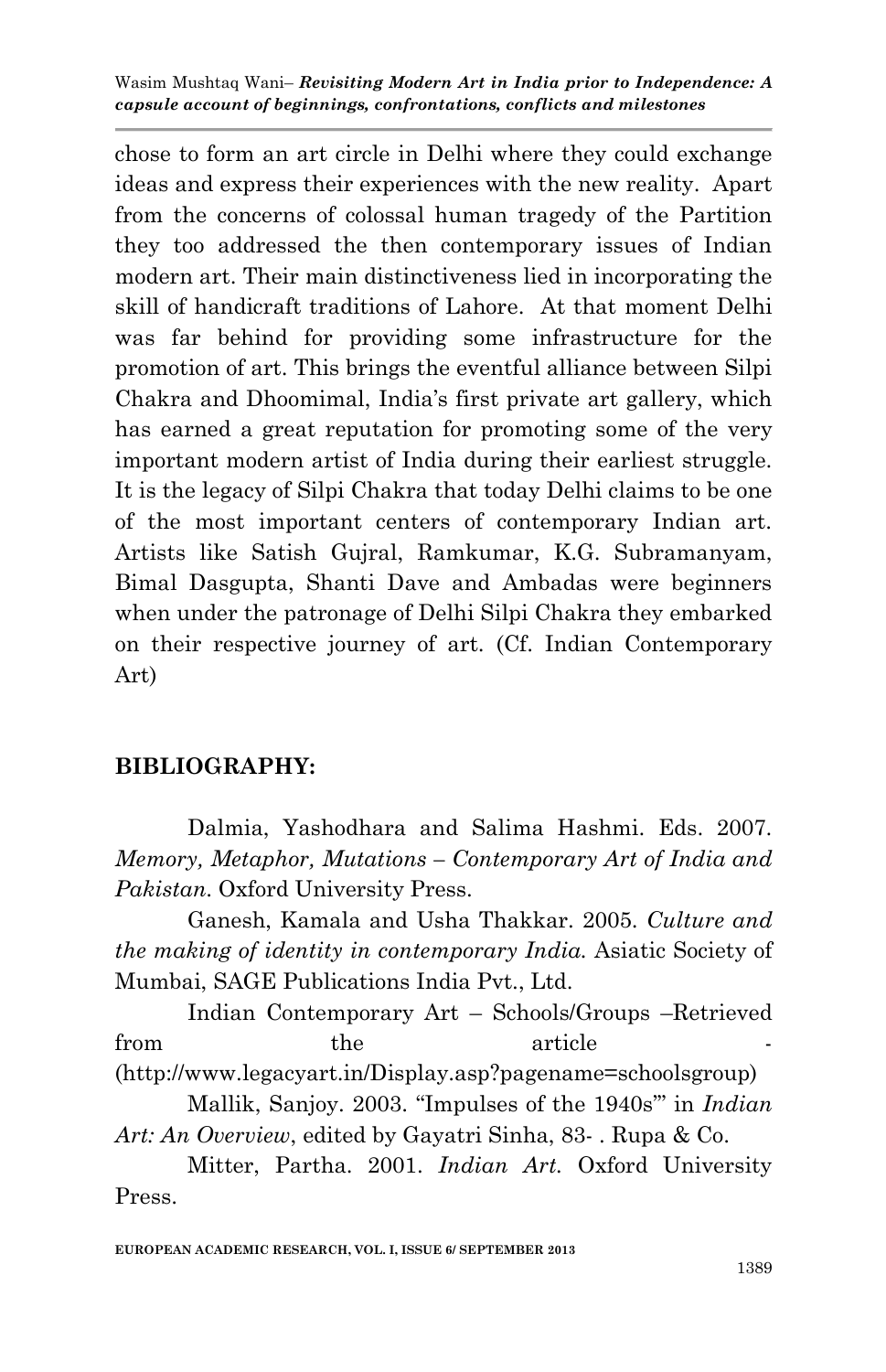chose to form an art circle in Delhi where they could exchange ideas and express their experiences with the new reality. Apart from the concerns of colossal human tragedy of the Partition they too addressed the then contemporary issues of Indian modern art. Their main distinctiveness lied in incorporating the skill of handicraft traditions of Lahore. At that moment Delhi was far behind for providing some infrastructure for the promotion of art. This brings the eventful alliance between Silpi Chakra and Dhoomimal, India's first private art gallery, which has earned a great reputation for promoting some of the very important modern artist of India during their earliest struggle. It is the legacy of Silpi Chakra that today Delhi claims to be one of the most important centers of contemporary Indian art. Artists like Satish Gujral, Ramkumar, K.G. Subramanyam, Bimal Dasgupta, Shanti Dave and Ambadas were beginners when under the patronage of Delhi Silpi Chakra they embarked on their respective journey of art. (Cf. Indian Contemporary Art)

## BIBLIOGRAPHY:

Dalmia, Yashodhara and Salima Hashmi. Eds. 2007. *Memory, Metaphor, Mutations – Contemporary Art of India and Pakistan*. Oxford University Press.

Ganesh, Kamala and Usha Thakkar. 2005. *Culture and the making of identity in contemporary India.* Asiatic Society of Mumbai, SAGE Publications India Pvt., Ltd.

Indian Contemporary Art – Schools/Groups –Retrieved from the article - (http://www.legacyart.in/Display.asp?pagename=schoolsgroup)

Mallik, Sanjoy. 2003. "Impulses of the 1940s'" in *Indian Art: An Overview*, edited by Gayatri Sinha, 83- . Rupa & Co.

Mitter, Partha. 2001. *Indian Art.* Oxford University Press.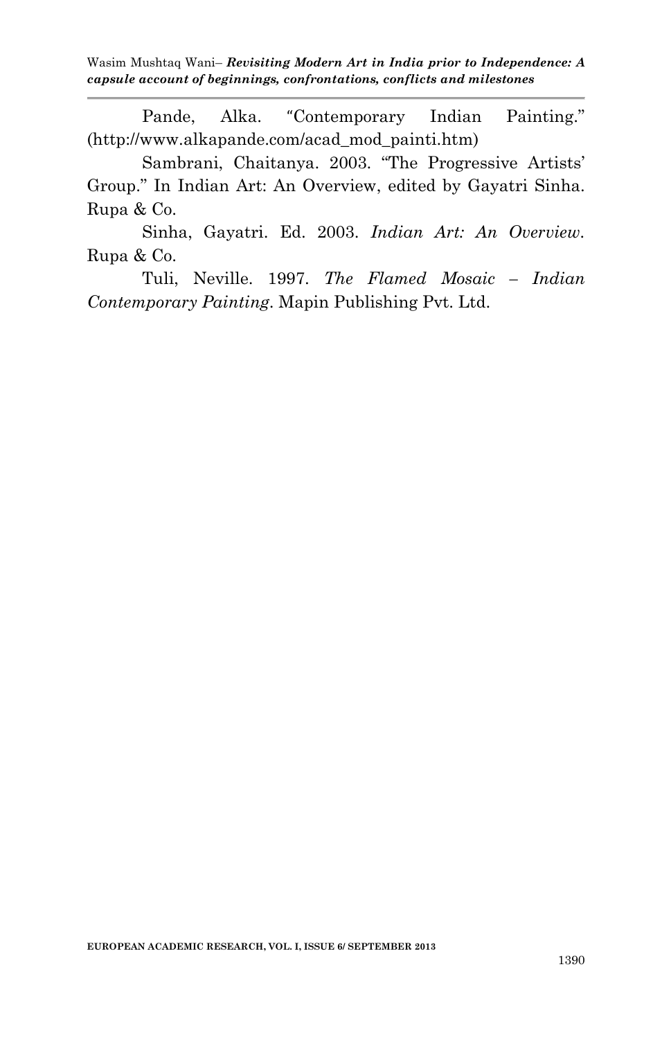Pande, Alka. "Contemporary Indian Painting." (http://www.alkapande.com/acad_mod_painti.htm)

Sambrani, Chaitanya. 2003. "The Progressive Artists' Group." In Indian Art: An Overview, edited by Gayatri Sinha. Rupa & Co.

Sinha, Gayatri. Ed. 2003. *Indian Art: An Overview*. Rupa & Co.

Tuli, Neville. 1997. *The Flamed Mosaic – Indian Contemporary Painting*. Mapin Publishing Pvt. Ltd.